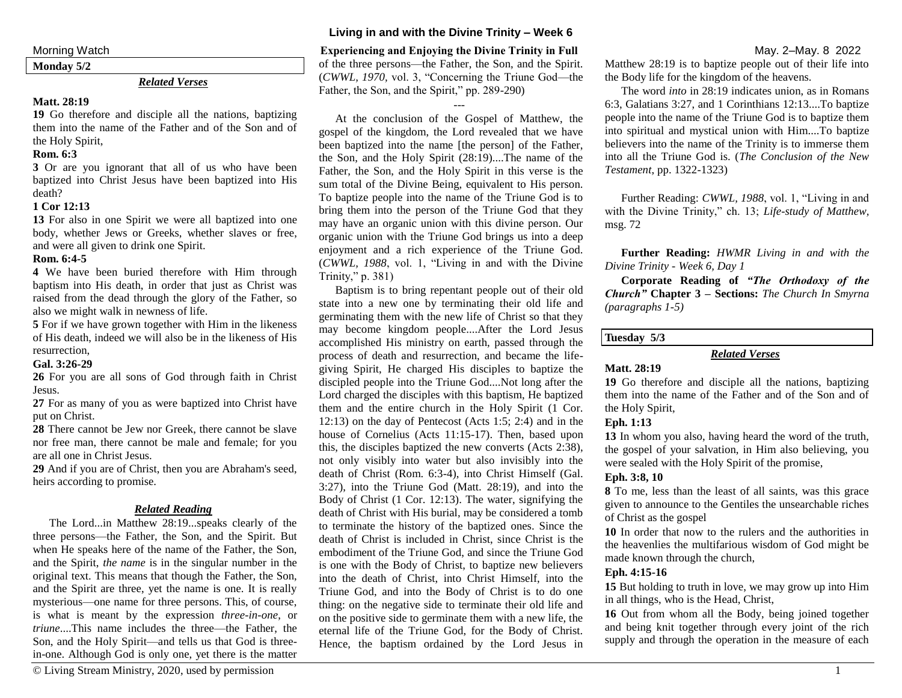# Living in and with the Divine Trinity – Week 6

Morning Watch

**Experiencing and Enjoying the Divine Trinity in Full**

May. 2–May. 8 2022

**Monday 5/2**

### *Related Verses*

**Matt. 28:19**

**19** Go therefore and disciple all the nations, baptizing them into the name of the Father and of the Son and of the Holy Spirit,

**Rom. 6:3**

**3** Or are you ignorant that all of us who have been baptized into Christ Jesus have been baptized into His death?

**1 Cor 12:13**

**13** For also in one Spirit we were all baptized into one body, whether Jews or Greeks, whether slaves or free, and were all given to drink one Spirit.

**Rom. 6:4-5**

**4** We have been buried therefore with Him through baptism into His death, in order that just as Christ was raised from the dead through the glory of the Father, so also we might walk in newness of life.

**5** For if we have grown together with Him in the likeness of His death, indeed we will also be in the likeness of His resurrection,

**Gal. 3:26-29**

**26** For you are all sons of God through faith in Christ Jesus.

**27** For as many of you as were baptized into Christ have put on Christ.

**28** There cannot be Jew nor Greek, there cannot be slave nor free man, there cannot be male and female; for you are all one in Christ Jesus.

**29** And if you are of Christ, then you are Abraham's seed, heirs according to promise.

### *Related Reading*

The Lord...in Matthew 28:19...speaks clearly of the three persons—the Father, the Son, and the Spirit. But when He speaks here of the name of the Father, the Son, and the Spirit, *the name* is in the singular number in the original text. This means that though the Father, the Son, and the Spirit are three, yet the name is one. It is really mysterious—one name for three persons. This, of course, is what is meant by the expression *three-in-one*, or *triune*....This name includes the three—the Father, the Son, and the Holy Spirit—and tells us that God is three-in-one. Although God is only one, yet there is the matter of the three persons—the Father, the Son, and the Spirit. (*CWWL, 1970,* vol. 3, "Concerning the Triune God—the Father, the Son, and the Spirit," pp. 289-290)

---

At the conclusion of the Gospel of Matthew, the gospel of the kingdom, the Lord revealed that we have been baptized into the name [the person] of the Father, the Son, and the Holy Spirit (28:19)....The name of the Father, the Son, and the Holy Spirit in this verse is the sum total of the Divine Being, equivalent to His person. To baptize people into the name of the Triune God is to bring them into the person of the Triune God that they may have an organic union with this divine person. Our organic union with the Triune God brings us into a deep enjoyment and a rich experience of the Triune God. (*CWWL, 1988*, vol. 1, "Living in and with the Divine Trinity," p. 381)

Baptism is to bring repentant people out of their old state into a new one by terminating their old life and germinating them with the new life of Christ so that they may become kingdom people....After the Lord Jesus accomplished His ministry on earth, passed through the process of death and resurrection, and became the life-giving Spirit, He charged His disciples to baptize the discipled people into the Triune God....Not long after the Lord charged the disciples with this baptism, He baptized them and the entire church in the Holy Spirit (1 Cor. 12:13) on the day of Pentecost (Acts 1:5; 2:4) and in the house of Cornelius (Acts 11:15-17). Then, based upon this, the disciples baptized the new converts (Acts 2:38), not only visibly into water but also invisibly into the death of Christ (Rom. 6:3-4), into Christ Himself (Gal. 3:27), into the Triune God (Matt. 28:19), and into the Body of Christ (1 Cor. 12:13). The water, signifying the death of Christ with His burial, may be considered a tomb to terminate the history of the baptized ones. Since the death of Christ is included in Christ, since Christ is the embodiment of the Triune God, and since the Triune God is one with the Body of Christ, to baptize new believers into the death of Christ, into Christ Himself, into the Triune God, and into the Body of Christ is to do one thing: on the negative side to terminate their old life and on the positive side to germinate them with a new life, the eternal life of the Triune God, for the Body of Christ. Hence, the baptism ordained by the Lord Jesus in Matthew 28:19 is to baptize people out of their life into the Body life for the kingdom of the heavens.

The word *into* in 28:19 indicates union, as in Romans 6:3, Galatians 3:27, and 1 Corinthians 12:13....To baptize people into the name of the Triune God is to baptize them into spiritual and mystical union with Him....To baptize believers into the name of the Trinity is to immerse them into all the Triune God is. (*The Conclusion of the New Testament*, pp. 1322-1323)

Further Reading: *CWWL, 1988*, vol. 1, "Living in and with the Divine Trinity," ch. 13; *Life-study of Matthew,* msg. 72

**Further Reading:** *HWMR Living in and with the Divine Trinity - Week 6, Day 1*

**Corporate Reading of** ***"The Orthodoxy of the Church"*** **Chapter 3 – Sections:** *The Church In Smyrna (paragraphs 1-5)*

**Tuesday 5/3**

### *Related Verses*

**Matt. 28:19**

**19** Go therefore and disciple all the nations, baptizing them into the name of the Father and of the Son and of the Holy Spirit,

**Eph. 1:13**

**13** In whom you also, having heard the word of the truth, the gospel of your salvation, in Him also believing, you were sealed with the Holy Spirit of the promise,

**Eph. 3:8, 10**

**8** To me, less than the least of all saints, was this grace given to announce to the Gentiles the unsearchable riches of Christ as the gospel

**10** In order that now to the rulers and the authorities in the heavenlies the multifarious wisdom of God might be made known through the church,

**Eph. 4:15-16**

**15** But holding to truth in love, we may grow up into Him in all things, who is the Head, Christ,

**16** Out from whom all the Body, being joined together and being knit together through every joint of the rich supply and through the operation in the measure of each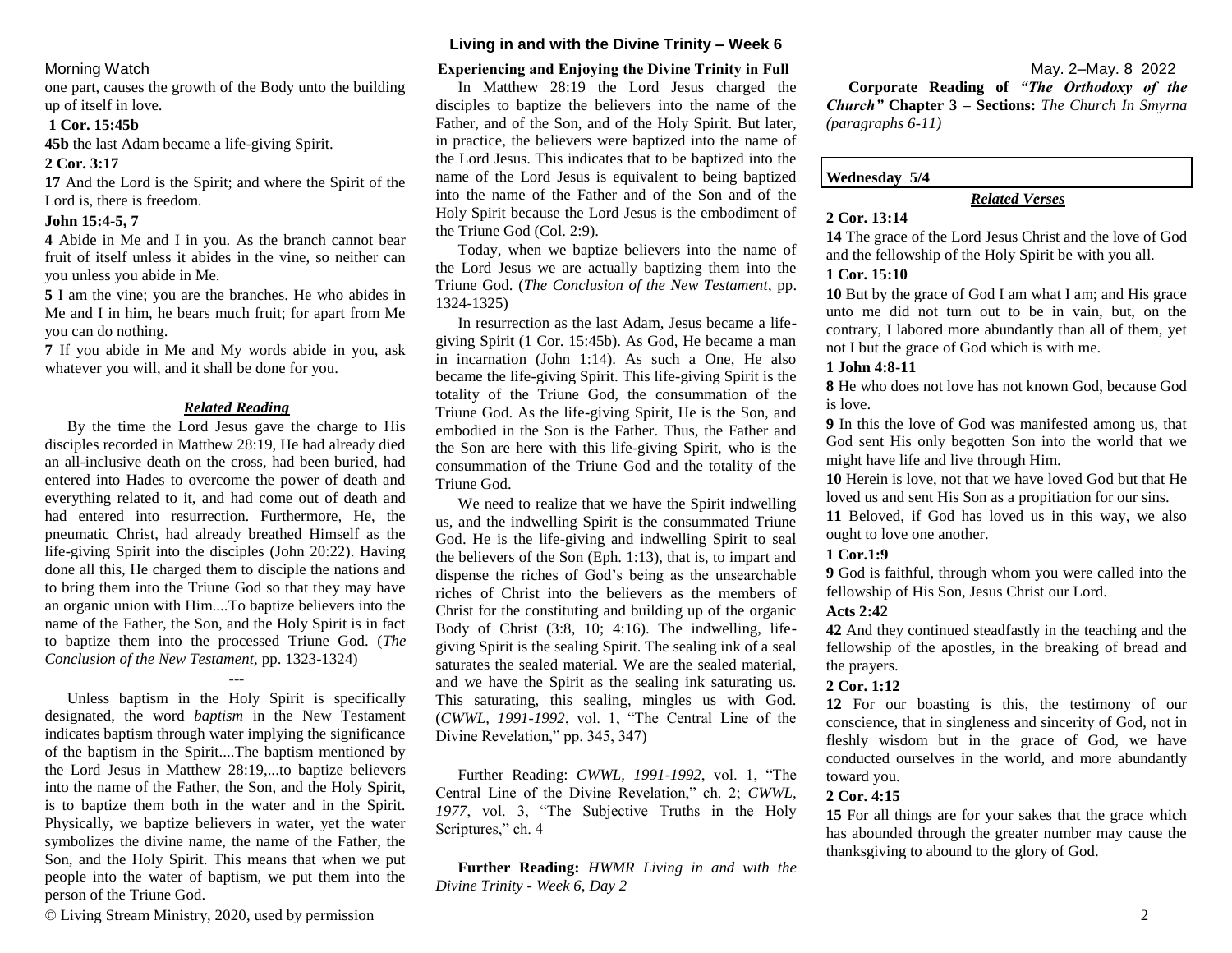Morning Watch

one part, causes the growth of the Body unto the building up of itself in love.

**1 Cor. 15:45b**

**45b** the last Adam became a life-giving Spirit.

**2 Cor. 3:17**

**17** And the Lord is the Spirit; and where the Spirit of the Lord is, there is freedom.

**John 15:4-5, 7**

**4** Abide in Me and I in you. As the branch cannot bear fruit of itself unless it abides in the vine, so neither can you unless you abide in Me.

**5** I am the vine; you are the branches. He who abides in Me and I in him, he bears much fruit; for apart from Me you can do nothing.

**7** If you abide in Me and My words abide in you, ask whatever you will, and it shall be done for you.

***Related Reading***

By the time the Lord Jesus gave the charge to His disciples recorded in Matthew 28:19, He had already died an all-inclusive death on the cross, had been buried, had entered into Hades to overcome the power of death and everything related to it, and had come out of death and had entered into resurrection. Furthermore, He, the pneumatic Christ, had already breathed Himself as the life-giving Spirit into the disciples (John 20:22). Having done all this, He charged them to disciple the nations and to bring them into the Triune God so that they may have an organic union with Him....To baptize believers into the name of the Father, the Son, and the Holy Spirit is in fact to baptize them into the processed Triune God. (*The Conclusion of the New Testament,* pp. 1323-1324)

---

Unless baptism in the Holy Spirit is specifically designated, the word *baptism* in the New Testament indicates baptism through water implying the significance of the baptism in the Spirit....The baptism mentioned by the Lord Jesus in Matthew 28:19,...to baptize believers into the name of the Father, the Son, and the Holy Spirit, is to baptize them both in the water and in the Spirit. Physically, we baptize believers in water, yet the water symbolizes the divine name, the name of the Father, the Son, and the Holy Spirit. This means that when we put people into the water of baptism, we put them into the person of the Triune God.

**Experiencing and Enjoying the Divine Trinity in Full**

In Matthew 28:19 the Lord Jesus charged the disciples to baptize the believers into the name of the Father, and of the Son, and of the Holy Spirit. But later, in practice, the believers were baptized into the name of the Lord Jesus. This indicates that to be baptized into the name of the Lord Jesus is equivalent to being baptized into the name of the Father and of the Son and of the Holy Spirit because the Lord Jesus is the embodiment of the Triune God (Col. 2:9).

Today, when we baptize believers into the name of the Lord Jesus we are actually baptizing them into the Triune God. (*The Conclusion of the New Testament*, pp. 1324-1325)

In resurrection as the last Adam, Jesus became a life-giving Spirit (1 Cor. 15:45b). As God, He became a man in incarnation (John 1:14). As such a One, He also became the life-giving Spirit. This life-giving Spirit is the totality of the Triune God, the consummation of the Triune God. As the life-giving Spirit, He is the Son, and embodied in the Son is the Father. Thus, the Father and the Son are here with this life-giving Spirit, who is the consummation of the Triune God and the totality of the Triune God.

We need to realize that we have the Spirit indwelling us, and the indwelling Spirit is the consummated Triune God. He is the life-giving and indwelling Spirit to seal the believers of the Son (Eph. 1:13), that is, to impart and dispense the riches of God's being as the unsearchable riches of Christ into the believers as the members of Christ for the constituting and building up of the organic Body of Christ (3:8, 10; 4:16). The indwelling, life-giving Spirit is the sealing Spirit. The sealing ink of a seal saturates the sealed material. We are the sealed material, and we have the Spirit as the sealing ink saturating us. This saturating, this sealing, mingles us with God. (*CWWL, 1991-1992*, vol. 1, "The Central Line of the Divine Revelation," pp. 345, 347)

Further Reading: *CWWL, 1991-1992*, vol. 1, "The Central Line of the Divine Revelation," ch. 2; *CWWL, 1977*, vol. 3, "The Subjective Truths in the Holy Scriptures," ch. 4

**Further Reading:** *HWMR Living in and with the Divine Trinity - Week 6, Day 2*

**Corporate Reading of** ***"The Orthodoxy of the Church"*** **Chapter 3 – Sections:** *The Church In Smyrna (paragraphs 6-11)*

**Wednesday 5/4**

***Related Verses***

**2 Cor. 13:14**

**14** The grace of the Lord Jesus Christ and the love of God and the fellowship of the Holy Spirit be with you all.

**1 Cor. 15:10**

**10** But by the grace of God I am what I am; and His grace unto me did not turn out to be in vain, but, on the contrary, I labored more abundantly than all of them, yet not I but the grace of God which is with me.

**1 John 4:8-11**

**8** He who does not love has not known God, because God is love.

**9** In this the love of God was manifested among us, that God sent His only begotten Son into the world that we might have life and live through Him.

**10** Herein is love, not that we have loved God but that He loved us and sent His Son as a propitiation for our sins.

**11** Beloved, if God has loved us in this way, we also ought to love one another.

**1 Cor.1:9**

**9** God is faithful, through whom you were called into the fellowship of His Son, Jesus Christ our Lord.

**Acts 2:42**

**42** And they continued steadfastly in the teaching and the fellowship of the apostles, in the breaking of bread and the prayers.

**2 Cor. 1:12**

**12** For our boasting is this, the testimony of our conscience, that in singleness and sincerity of God, not in fleshly wisdom but in the grace of God, we have conducted ourselves in the world, and more abundantly toward you.

**2 Cor. 4:15**

**15** For all things are for your sakes that the grace which has abounded through the greater number may cause the thanksgiving to abound to the glory of God.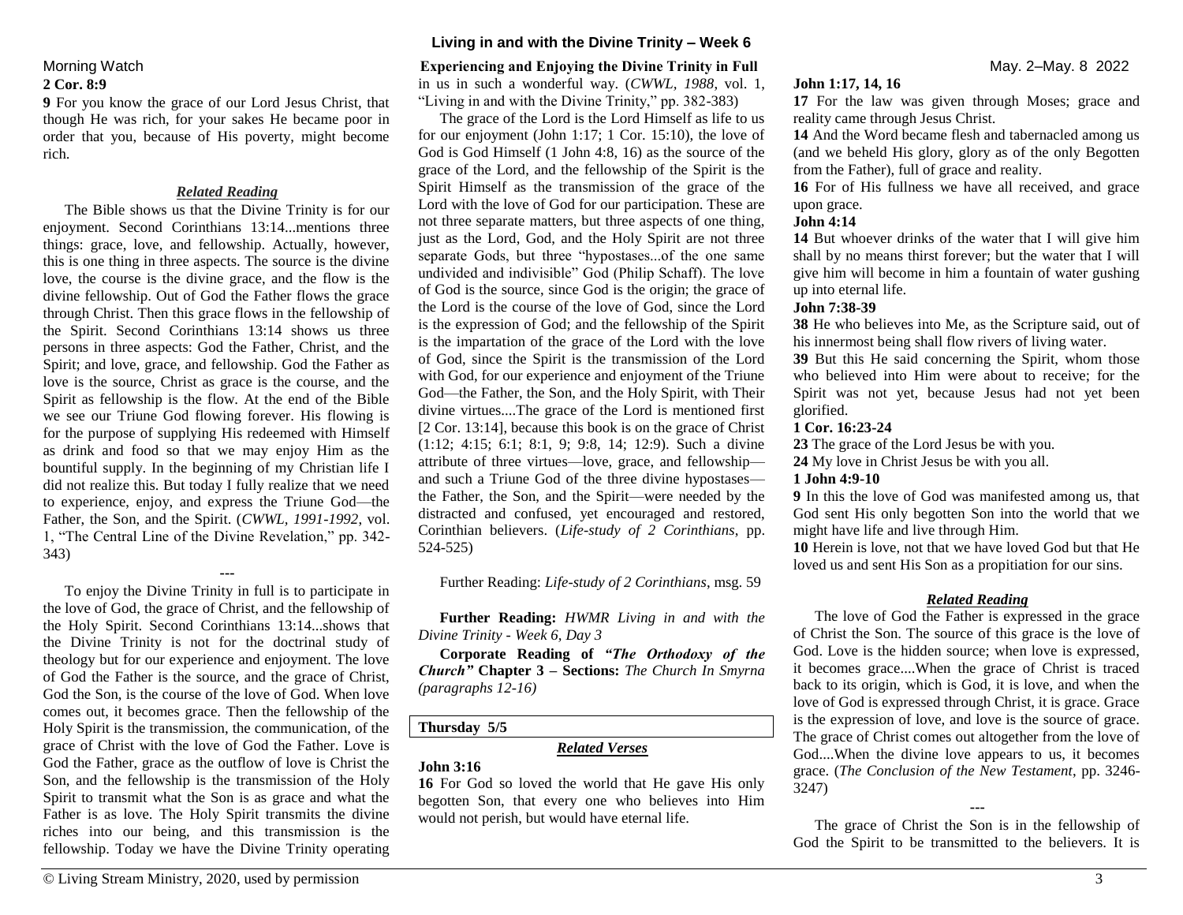Morning Watch

**2 Cor. 8:9**

**9** For you know the grace of our Lord Jesus Christ, that though He was rich, for your sakes He became poor in order that you, because of His poverty, might become rich.

***Related Reading***

The Bible shows us that the Divine Trinity is for our enjoyment. Second Corinthians 13:14...mentions three things: grace, love, and fellowship. Actually, however, this is one thing in three aspects. The source is the divine love, the course is the divine grace, and the flow is the divine fellowship. Out of God the Father flows the grace through Christ. Then this grace flows in the fellowship of the Spirit. Second Corinthians 13:14 shows us three persons in three aspects: God the Father, Christ, and the Spirit; and love, grace, and fellowship. God the Father as love is the source, Christ as grace is the course, and the Spirit as fellowship is the flow. At the end of the Bible we see our Triune God flowing forever. His flowing is for the purpose of supplying His redeemed with Himself as drink and food so that we may enjoy Him as the bountiful supply. In the beginning of my Christian life I did not realize this. But today I fully realize that we need to experience, enjoy, and express the Triune God—the Father, the Son, and the Spirit. (*CWWL, 1991-1992,* vol. 1, "The Central Line of the Divine Revelation," pp. 342-343)

---

To enjoy the Divine Trinity in full is to participate in the love of God, the grace of Christ, and the fellowship of the Holy Spirit. Second Corinthians 13:14...shows that the Divine Trinity is not for the doctrinal study of theology but for our experience and enjoyment. The love of God the Father is the source, and the grace of Christ, God the Son, is the course of the love of God. When love comes out, it becomes grace. Then the fellowship of the Holy Spirit is the transmission, the communication, of the grace of Christ with the love of God the Father. Love is God the Father, grace as the outflow of love is Christ the Son, and the fellowship is the transmission of the Holy Spirit to transmit what the Son is as grace and what the Father is as love. The Holy Spirit transmits the divine riches into our being, and this transmission is the fellowship. Today we have the Divine Trinity operating in us in such a wonderful way. (*CWWL, 1988*, vol. 1, "Living in and with the Divine Trinity," pp. 382-383)

The grace of the Lord is the Lord Himself as life to us for our enjoyment (John 1:17; 1 Cor. 15:10), the love of God is God Himself (1 John 4:8, 16) as the source of the grace of the Lord, and the fellowship of the Spirit is the Spirit Himself as the transmission of the grace of the Lord with the love of God for our participation. These are not three separate matters, but three aspects of one thing, just as the Lord, God, and the Holy Spirit are not three separate Gods, but three "hypostases...of the one same undivided and indivisible" God (Philip Schaff). The love of God is the source, since God is the origin; the grace of the Lord is the course of the love of God, since the Lord is the expression of God; and the fellowship of the Spirit is the impartation of the grace of the Lord with the love of God, since the Spirit is the transmission of the Lord with God, for our experience and enjoyment of the Triune God—the Father, the Son, and the Holy Spirit, with Their divine virtues....The grace of the Lord is mentioned first [2 Cor. 13:14], because this book is on the grace of Christ (1:12; 4:15; 6:1; 8:1, 9; 9:8, 14; 12:9). Such a divine attribute of three virtues—love, grace, and fellowship—and such a Triune God of the three divine hypostases—the Father, the Son, and the Spirit—were needed by the distracted and confused, yet encouraged and restored, Corinthian believers. (*Life-study of 2 Corinthians*, pp. 524-525)

Further Reading: *Life-study of 2 Corinthians*, msg. 59

**Further Reading:** *HWMR Living in and with the Divine Trinity - Week 6, Day 3*

**Corporate Reading of *"The Orthodoxy of the Church"*** **Chapter 3 – Sections:** *The Church In Smyrna (paragraphs 12-16)*

**Thursday 5/5**

***Related Verses***

**John 3:16**

**16** For God so loved the world that He gave His only begotten Son, that every one who believes into Him would not perish, but would have eternal life.

**John 1:17, 14, 16**

**17** For the law was given through Moses; grace and reality came through Jesus Christ.

**14** And the Word became flesh and tabernacled among us (and we beheld His glory, glory as of the only Begotten from the Father), full of grace and reality.

**16** For of His fullness we have all received, and grace upon grace.

**John 4:14**

**14** But whoever drinks of the water that I will give him shall by no means thirst forever; but the water that I will give him will become in him a fountain of water gushing up into eternal life.

**John 7:38-39**

**38** He who believes into Me, as the Scripture said, out of his innermost being shall flow rivers of living water.

**39** But this He said concerning the Spirit, whom those who believed into Him were about to receive; for the Spirit was not yet, because Jesus had not yet been glorified.

**1 Cor. 16:23-24**

**23** The grace of the Lord Jesus be with you.

**24** My love in Christ Jesus be with you all.

**1 John 4:9-10**

**9** In this the love of God was manifested among us, that God sent His only begotten Son into the world that we might have life and live through Him.

**10** Herein is love, not that we have loved God but that He loved us and sent His Son as a propitiation for our sins.

***Related Reading***

The love of God the Father is expressed in the grace of Christ the Son. The source of this grace is the love of God. Love is the hidden source; when love is expressed, it becomes grace....When the grace of Christ is traced back to its origin, which is God, it is love, and when the love of God is expressed through Christ, it is grace. Grace is the expression of love, and love is the source of grace. The grace of Christ comes out altogether from the love of God....When the divine love appears to us, it becomes grace. (*The Conclusion of the New Testament*, pp. 3246-3247)

---

The grace of Christ the Son is in the fellowship of God the Spirit to be transmitted to the believers. It is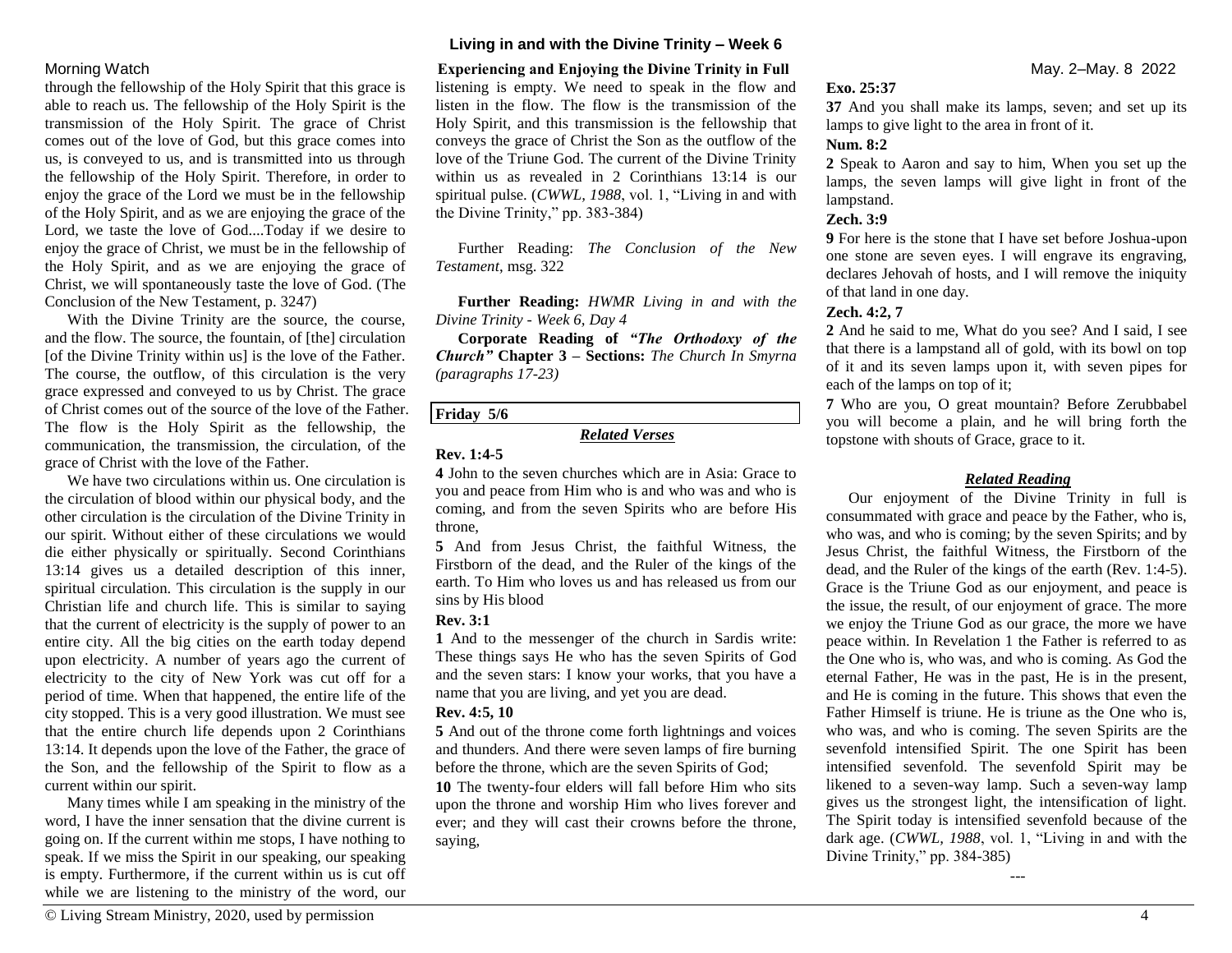through the fellowship of the Holy Spirit that this grace is able to reach us. The fellowship of the Holy Spirit is the transmission of the Holy Spirit. The grace of Christ comes out of the love of God, but this grace comes into us, is conveyed to us, and is transmitted into us through the fellowship of the Holy Spirit. Therefore, in order to enjoy the grace of the Lord we must be in the fellowship of the Holy Spirit, and as we are enjoying the grace of the Lord, we taste the love of God....Today if we desire to enjoy the grace of Christ, we must be in the fellowship of the Holy Spirit, and as we are enjoying the grace of Christ, we will spontaneously taste the love of God. (The Conclusion of the New Testament, p. 3247)

With the Divine Trinity are the source, the course, and the flow. The source, the fountain, of [the] circulation [of the Divine Trinity within us] is the love of the Father. The course, the outflow, of this circulation is the very grace expressed and conveyed to us by Christ. The grace of Christ comes out of the source of the love of the Father. The flow is the Holy Spirit as the fellowship, the communication, the transmission, the circulation, of the grace of Christ with the love of the Father.

We have two circulations within us. One circulation is the circulation of blood within our physical body, and the other circulation is the circulation of the Divine Trinity in our spirit. Without either of these circulations we would die either physically or spiritually. Second Corinthians 13:14 gives us a detailed description of this inner, spiritual circulation. This circulation is the supply in our Christian life and church life. This is similar to saying that the current of electricity is the supply of power to an entire city. All the big cities on the earth today depend upon electricity. A number of years ago the current of electricity to the city of New York was cut off for a period of time. When that happened, the entire life of the city stopped. This is a very good illustration. We must see that the entire church life depends upon 2 Corinthians 13:14. It depends upon the love of the Father, the grace of the Son, and the fellowship of the Spirit to flow as a current within our spirit.

Many times while I am speaking in the ministry of the word, I have the inner sensation that the divine current is going on. If the current within me stops, I have nothing to speak. If we miss the Spirit in our speaking, our speaking is empty. Furthermore, if the current within us is cut off while we are listening to the ministry of the word, our listening is empty. We need to speak in the flow and listen in the flow. The flow is the transmission of the Holy Spirit, and this transmission is the fellowship that conveys the grace of Christ the Son as the outflow of the love of the Triune God. The current of the Divine Trinity within us as revealed in 2 Corinthians 13:14 is our spiritual pulse. (*CWWL, 1988*, vol. 1, "Living in and with the Divine Trinity," pp. 383-384)

Further Reading: *The Conclusion of the New Testament*, msg. 322

**Further Reading:** *HWMR Living in and with the Divine Trinity - Week 6, Day 4*

**Corporate Reading of *"The Orthodoxy of the Church"* Chapter 3 – Sections:** *The Church In Smyrna (paragraphs 17-23)*

## Friday 5/6

### *Related Verses*

**Rev. 1:4-5**

**4** John to the seven churches which are in Asia: Grace to you and peace from Him who is and who was and who is coming, and from the seven Spirits who are before His throne,

**5** And from Jesus Christ, the faithful Witness, the Firstborn of the dead, and the Ruler of the kings of the earth. To Him who loves us and has released us from our sins by His blood

**Rev. 3:1**

**1** And to the messenger of the church in Sardis write: These things says He who has the seven Spirits of God and the seven stars: I know your works, that you have a name that you are living, and yet you are dead.

**Rev. 4:5, 10**

**5** And out of the throne come forth lightnings and voices and thunders. And there were seven lamps of fire burning before the throne, which are the seven Spirits of God;

**10** The twenty-four elders will fall before Him who sits upon the throne and worship Him who lives forever and ever; and they will cast their crowns before the throne, saying,

**Exo. 25:37**

**37** And you shall make its lamps, seven; and set up its lamps to give light to the area in front of it.

**Num. 8:2**

**2** Speak to Aaron and say to him, When you set up the lamps, the seven lamps will give light in front of the lampstand.

**Zech. 3:9**

**9** For here is the stone that I have set before Joshua-upon one stone are seven eyes. I will engrave its engraving, declares Jehovah of hosts, and I will remove the iniquity of that land in one day.

**Zech. 4:2, 7**

**2** And he said to me, What do you see? And I said, I see that there is a lampstand all of gold, with its bowl on top of it and its seven lamps upon it, with seven pipes for each of the lamps on top of it;

**7** Who are you, O great mountain? Before Zerubbabel you will become a plain, and he will bring forth the topstone with shouts of Grace, grace to it.

### *Related Reading*

Our enjoyment of the Divine Trinity in full is consummated with grace and peace by the Father, who is, who was, and who is coming; by the seven Spirits; and by Jesus Christ, the faithful Witness, the Firstborn of the dead, and the Ruler of the kings of the earth (Rev. 1:4-5). Grace is the Triune God as our enjoyment, and peace is the issue, the result, of our enjoyment of grace. The more we enjoy the Triune God as our grace, the more we have peace within. In Revelation 1 the Father is referred to as the One who is, who was, and who is coming. As God the eternal Father, He was in the past, He is in the present, and He is coming in the future. This shows that even the Father Himself is triune. He is triune as the One who is, who was, and who is coming. The seven Spirits are the sevenfold intensified Spirit. The one Spirit has been intensified sevenfold. The sevenfold Spirit may be likened to a seven-way lamp. Such a seven-way lamp gives us the strongest light, the intensification of light. The Spirit today is intensified sevenfold because of the dark age. (*CWWL, 1988*, vol. 1, "Living in and with the Divine Trinity," pp. 384-385)

---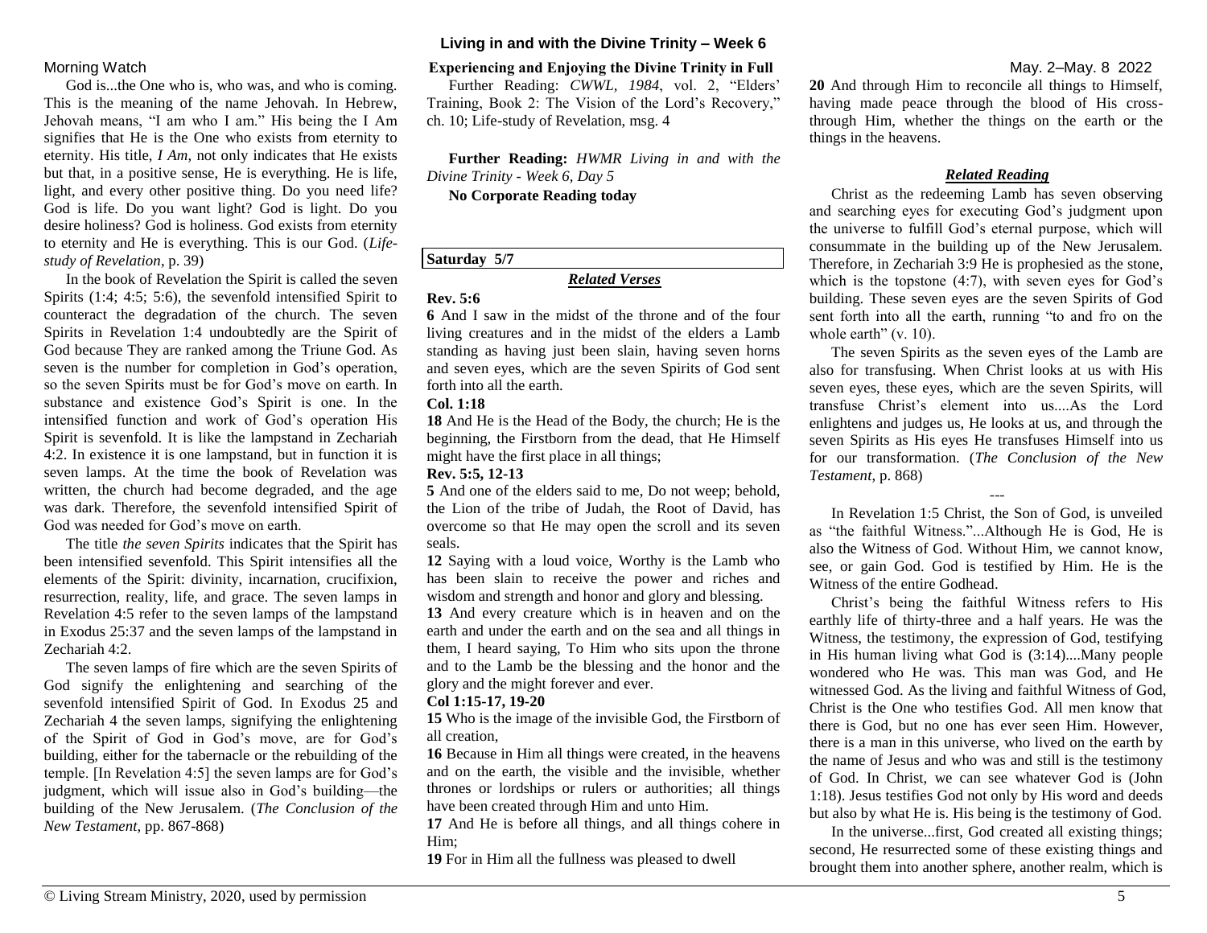## Morning Watch

God is...the One who is, who was, and who is coming. This is the meaning of the name Jehovah. In Hebrew, Jehovah means, "I am who I am." His being the I Am signifies that He is the One who exists from eternity to eternity. His title, *I Am*, not only indicates that He exists but that, in a positive sense, He is everything. He is life, light, and every other positive thing. Do you need life? God is life. Do you want light? God is light. Do you desire holiness? God is holiness. God exists from eternity to eternity and He is everything. This is our God. (*Life-study of Revelation*, p. 39)

In the book of Revelation the Spirit is called the seven Spirits (1:4; 4:5; 5:6), the sevenfold intensified Spirit to counteract the degradation of the church. The seven Spirits in Revelation 1:4 undoubtedly are the Spirit of God because They are ranked among the Triune God. As seven is the number for completion in God's operation, so the seven Spirits must be for God's move on earth. In substance and existence God's Spirit is one. In the intensified function and work of God's operation His Spirit is sevenfold. It is like the lampstand in Zechariah 4:2. In existence it is one lampstand, but in function it is seven lamps. At the time the book of Revelation was written, the church had become degraded, and the age was dark. Therefore, the sevenfold intensified Spirit of God was needed for God's move on earth.

The title *the seven Spirits* indicates that the Spirit has been intensified sevenfold. This Spirit intensifies all the elements of the Spirit: divinity, incarnation, crucifixion, resurrection, reality, life, and grace. The seven lamps in Revelation 4:5 refer to the seven lamps of the lampstand in Exodus 25:37 and the seven lamps of the lampstand in Zechariah 4:2.

The seven lamps of fire which are the seven Spirits of God signify the enlightening and searching of the sevenfold intensified Spirit of God. In Exodus 25 and Zechariah 4 the seven lamps, signifying the enlightening of the Spirit of God in God's move, are for God's building, either for the tabernacle or the rebuilding of the temple. [In Revelation 4:5] the seven lamps are for God's judgment, which will issue also in God's building—the building of the New Jerusalem. (*The Conclusion of the New Testament*, pp. 867-868)

**Experiencing and Enjoying the Divine Trinity in Full**

Further Reading: *CWWL, 1984*, vol. 2, "Elders' Training, Book 2: The Vision of the Lord's Recovery," ch. 10; Life-study of Revelation, msg. 4

**Further Reading:** *HWMR Living in and with the Divine Trinity - Week 6, Day 5*

**No Corporate Reading today**

---

**Saturday 5/7**

***Related Verses***

**Rev. 5:6**

**6** And I saw in the midst of the throne and of the four living creatures and in the midst of the elders a Lamb standing as having just been slain, having seven horns and seven eyes, which are the seven Spirits of God sent forth into all the earth.

**Col. 1:18**

**18** And He is the Head of the Body, the church; He is the beginning, the Firstborn from the dead, that He Himself might have the first place in all things;

**Rev. 5:5, 12-13**

**5** And one of the elders said to me, Do not weep; behold, the Lion of the tribe of Judah, the Root of David, has overcome so that He may open the scroll and its seven seals.

**12** Saying with a loud voice, Worthy is the Lamb who has been slain to receive the power and riches and wisdom and strength and honor and glory and blessing.

**13** And every creature which is in heaven and on the earth and under the earth and on the sea and all things in them, I heard saying, To Him who sits upon the throne and to the Lamb be the blessing and the honor and the glory and the might forever and ever.

**Col 1:15-17, 19-20**

**15** Who is the image of the invisible God, the Firstborn of all creation,

**16** Because in Him all things were created, in the heavens and on the earth, the visible and the invisible, whether thrones or lordships or rulers or authorities; all things have been created through Him and unto Him.

**17** And He is before all things, and all things cohere in Him;

**19** For in Him all the fullness was pleased to dwell

**20** And through Him to reconcile all things to Himself, having made peace through the blood of His cross-through Him, whether the things on the earth or the things in the heavens.

***Related Reading***

Christ as the redeeming Lamb has seven observing and searching eyes for executing God's judgment upon the universe to fulfill God's eternal purpose, which will consummate in the building up of the New Jerusalem. Therefore, in Zechariah 3:9 He is prophesied as the stone, which is the topstone (4:7), with seven eyes for God's building. These seven eyes are the seven Spirits of God sent forth into all the earth, running "to and fro on the whole earth" (v. 10).

The seven Spirits as the seven eyes of the Lamb are also for transfusing. When Christ looks at us with His seven eyes, these eyes, which are the seven Spirits, will transfuse Christ's element into us....As the Lord enlightens and judges us, He looks at us, and through the seven Spirits as His eyes He transfuses Himself into us for our transformation. (*The Conclusion of the New Testament*, p. 868)

---

In Revelation 1:5 Christ, the Son of God, is unveiled as "the faithful Witness."...Although He is God, He is also the Witness of God. Without Him, we cannot know, see, or gain God. God is testified by Him. He is the Witness of the entire Godhead.

Christ's being the faithful Witness refers to His earthly life of thirty-three and a half years. He was the Witness, the testimony, the expression of God, testifying in His human living what God is (3:14)....Many people wondered who He was. This man was God, and He witnessed God. As the living and faithful Witness of God, Christ is the One who testifies God. All men know that there is God, but no one has ever seen Him. However, there is a man in this universe, who lived on the earth by the name of Jesus and who was and still is the testimony of God. In Christ, we can see whatever God is (John 1:18). Jesus testifies God not only by His word and deeds but also by what He is. His being is the testimony of God.

In the universe...first, God created all existing things; second, He resurrected some of these existing things and brought them into another sphere, another realm, which is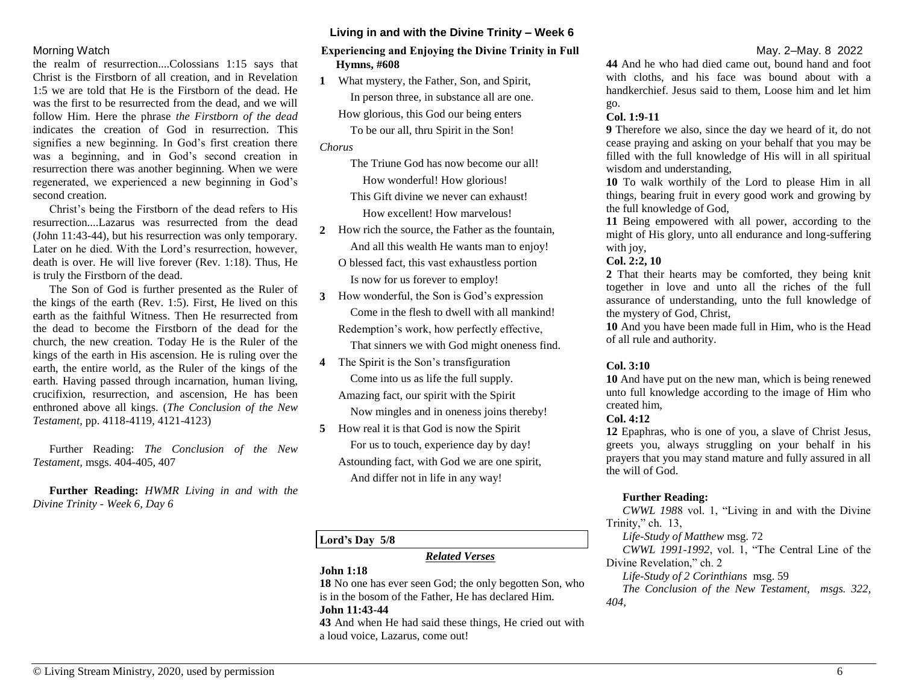## Morning Watch

the realm of resurrection....Colossians 1:15 says that Christ is the Firstborn of all creation, and in Revelation 1:5 we are told that He is the Firstborn of the dead. He was the first to be resurrected from the dead, and we will follow Him. Here the phrase *the Firstborn of the dead* indicates the creation of God in resurrection. This signifies a new beginning. In God's first creation there was a beginning, and in God's second creation in resurrection there was another beginning. When we were regenerated, we experienced a new beginning in God's second creation.

Christ's being the Firstborn of the dead refers to His resurrection....Lazarus was resurrected from the dead (John 11:43-44), but his resurrection was only temporary. Later on he died. With the Lord's resurrection, however, death is over. He will live forever (Rev. 1:18). Thus, He is truly the Firstborn of the dead.

The Son of God is further presented as the Ruler of the kings of the earth (Rev. 1:5). First, He lived on this earth as the faithful Witness. Then He resurrected from the dead to become the Firstborn of the dead for the church, the new creation. Today He is the Ruler of the kings of the earth in His ascension. He is ruling over the earth, the entire world, as the Ruler of the kings of the earth. Having passed through incarnation, human living, crucifixion, resurrection, and ascension, He has been enthroned above all kings. (*The Conclusion of the New Testament*, pp. 4118-4119, 4121-4123)

Further Reading: *The Conclusion of the New Testament,* msgs. 404-405, 407

**Further Reading:** *HWMR Living in and with the Divine Trinity - Week 6, Day 6*

### Experiencing and Enjoying the Divine Trinity in Full Hymns, #608

**1** What mystery, the Father, Son, and Spirit,
In person three, in substance all are one.
How glorious, this God our being enters
To be our all, thru Spirit in the Son!

*Chorus*

The Triune God has now become our all!
How wonderful! How glorious!
This Gift divine we never can exhaust!
How excellent! How marvelous!

**2** How rich the source, the Father as the fountain,
And all this wealth He wants man to enjoy!
O blessed fact, this vast exhaustless portion
Is now for us forever to employ!

**3** How wonderful, the Son is God's expression
Come in the flesh to dwell with all mankind!
Redemption's work, how perfectly effective,
That sinners we with God might oneness find.

**4** The Spirit is the Son's transfiguration
Come into us as life the full supply.
Amazing fact, our spirit with the Spirit
Now mingles and in oneness joins thereby!

**5** How real it is that God is now the Spirit
For us to touch, experience day by day!
Astounding fact, with God we are one spirit,
And differ not in life in any way!

**Lord's Day 5/8**

***Related Verses***

**John 1:18**
**18** No one has ever seen God; the only begotten Son, who is in the bosom of the Father, He has declared Him.

**John 11:43-44**
**43** And when He had said these things, He cried out with a loud voice, Lazarus, come out!
**44** And he who had died came out, bound hand and foot with cloths, and his face was bound about with a handkerchief. Jesus said to them, Loose him and let him go.

**Col. 1:9-11**
**9** Therefore we also, since the day we heard of it, do not cease praying and asking on your behalf that you may be filled with the full knowledge of His will in all spiritual wisdom and understanding,
**10** To walk worthily of the Lord to please Him in all things, bearing fruit in every good work and growing by the full knowledge of God,
**11** Being empowered with all power, according to the might of His glory, unto all endurance and long-suffering with joy,

**Col. 2:2, 10**
**2** That their hearts may be comforted, they being knit together in love and unto all the riches of the full assurance of understanding, unto the full knowledge of the mystery of God, Christ,
**10** And you have been made full in Him, who is the Head of all rule and authority.

**Col. 3:10**
**10** And have put on the new man, which is being renewed unto full knowledge according to the image of Him who created him,

**Col. 4:12**
**12** Epaphras, who is one of you, a slave of Christ Jesus, greets you, always struggling on your behalf in his prayers that you may stand mature and fully assured in all the will of God.

**Further Reading:**

*CWWL 1988* vol. 1, "Living in and with the Divine Trinity," ch. 13,

*Life-Study of Matthew* msg. 72

*CWWL 1991-1992*, vol. 1, "The Central Line of the Divine Revelation," ch. 2

*Life-Study of 2 Corinthians* msg. 59

*The Conclusion of the New Testament, msgs. 322, 404,*

© Living Stream Ministry, 2020, used by permission